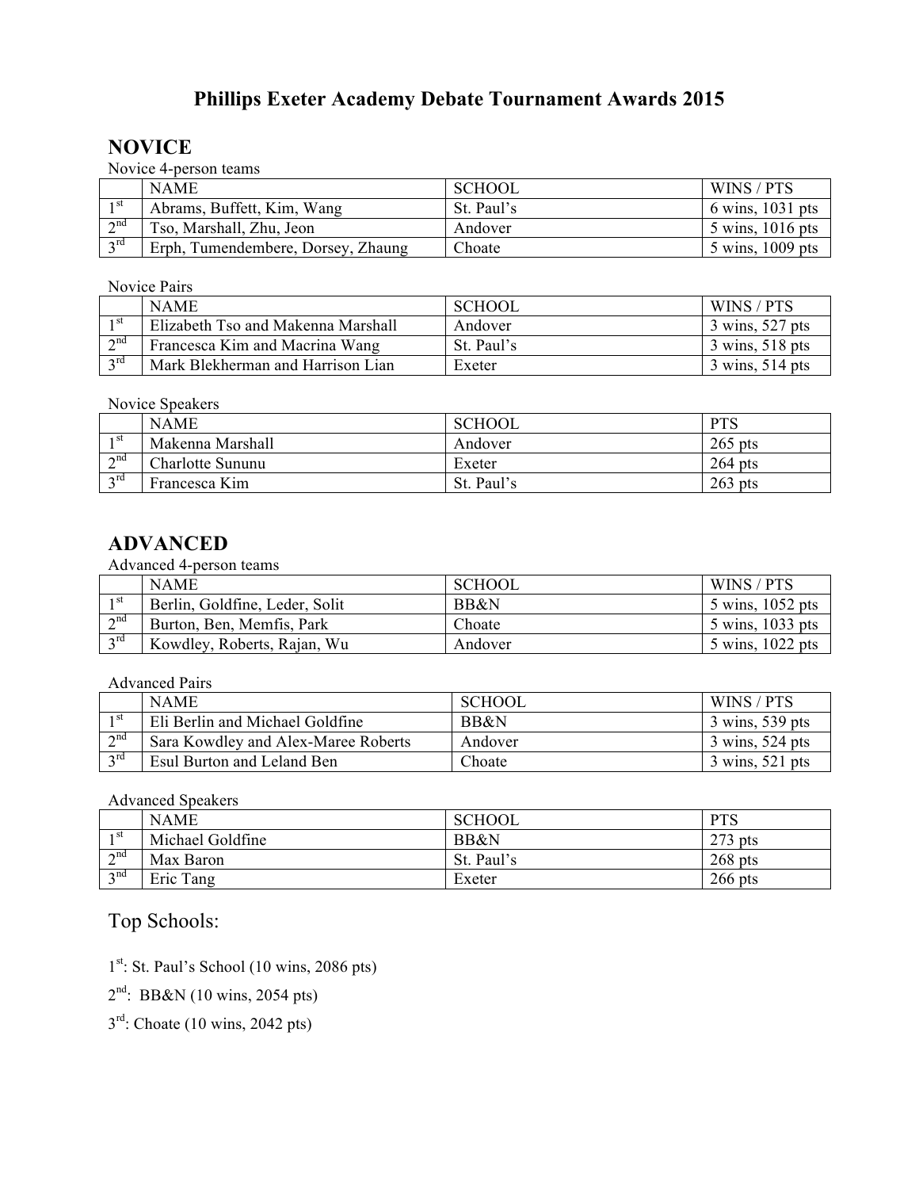# Phillips Exeter Academy Debate Tournament Awards 2015

## NOVICE

Novice 4-person teams

| | NAME | SCHOOL | WINS / PTS |
|---|---|---|---|
| 1st | Abrams, Buffett, Kim, Wang | St. Paul's | 6 wins, 1031 pts |
| 2nd | Tso, Marshall, Zhu, Jeon | Andover | 5 wins, 1016 pts |
| 3rd | Erph, Tumendembere, Dorsey, Zhaung | Choate | 5 wins, 1009 pts |

Novice Pairs

| | NAME | SCHOOL | WINS / PTS |
|---|---|---|---|
| 1st | Elizabeth Tso and Makenna Marshall | Andover | 3 wins, 527 pts |
| 2nd | Francesca Kim and Macrina Wang | St. Paul's | 3 wins, 518 pts |
| 3rd | Mark Blekherman and Harrison Lian | Exeter | 3 wins, 514 pts |

Novice Speakers

| | NAME | SCHOOL | PTS |
|---|---|---|---|
| 1st | Makenna Marshall | Andover | 265 pts |
| 2nd | Charlotte Sununu | Exeter | 264 pts |
| 3rd | Francesca Kim | St. Paul's | 263 pts |

## ADVANCED

Advanced 4-person teams

| | NAME | SCHOOL | WINS / PTS |
|---|---|---|---|
| 1st | Berlin, Goldfine, Leder, Solit | BB&N | 5 wins, 1052 pts |
| 2nd | Burton, Ben, Memfis, Park | Choate | 5 wins, 1033 pts |
| 3rd | Kowdley, Roberts, Rajan, Wu | Andover | 5 wins, 1022 pts |

Advanced Pairs

| | NAME | SCHOOL | WINS / PTS |
|---|---|---|---|
| 1st | Eli Berlin and Michael Goldfine | BB&N | 3 wins, 539 pts |
| 2nd | Sara Kowdley and Alex-Maree Roberts | Andover | 3 wins, 524 pts |
| 3rd | Esul Burton and Leland Ben | Choate | 3 wins, 521 pts |

Advanced Speakers

| | NAME | SCHOOL | PTS |
|---|---|---|---|
| 1st | Michael Goldfine | BB&N | 273 pts |
| 2nd | Max Baron | St. Paul's | 268 pts |
| 3nd | Eric Tang | Exeter | 266 pts |

## Top Schools:

1st: St. Paul's School (10 wins, 2086 pts)

2nd: BB&N (10 wins, 2054 pts)

3rd: Choate (10 wins, 2042 pts)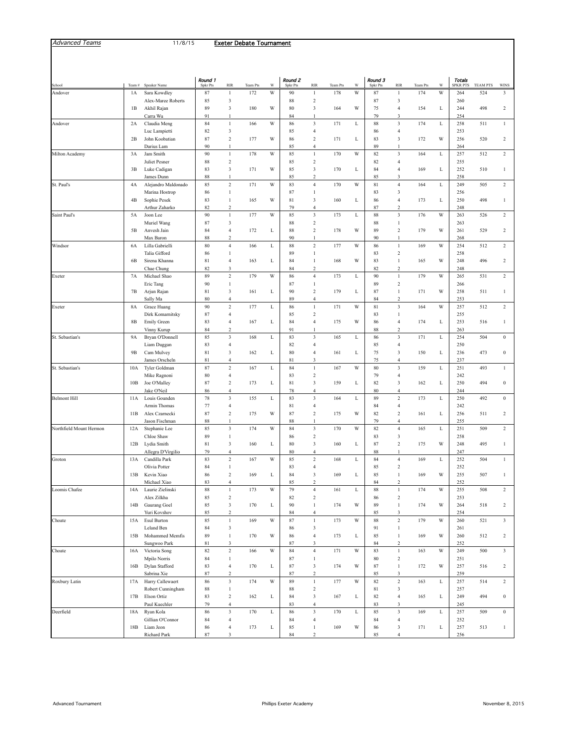Advanced Teams 11/8/15 **Exeter Debate Tournament**

| School | Team # | Speaker Name | Round 1 Spkr Pts | RIR | Team Pts | W | Round 2 Spkr Pts | RIR | Team Pts | W | Round 3 Spkr Pts | RIR | Team Pts | W | Totals SPKR PTS | TEAM PTS | WINS |
|---|---|---|---|---|---|---|---|---|---|---|---|---|---|---|---|---|---|
| Andover | 1A | Sara Kowdley | 87 | 1 | 172 | W | 90 | 1 | 178 | W | 87 | 1 | 174 | W | 264 | 524 | 3 |
| | | Alex-Maree Roberts | 85 | 3 | | | 88 | 2 | | | 87 | 3 | | | 260 | | |
| | 1B | Akhil Rajan | 89 | 3 | 180 | W | 80 | 3 | 164 | W | 75 | 4 | 154 | L | 244 | 498 | 2 |
| | | Carra Wu | 91 | 1 | | | 84 | 1 | | | 79 | 3 | | | 254 | | |
| Andover | 2A | Claudia Meng | 84 | 1 | 166 | W | 86 | 3 | 171 | L | 88 | 3 | 174 | L | 258 | 511 | 1 |
| | | Luc Lampietti | 82 | 3 | | | 85 | 4 | | | 86 | 4 | | | 253 | | |
| | 2B | John Koobatian | 87 | 2 | 177 | W | 86 | 2 | 171 | L | 83 | 3 | 172 | W | 256 | 520 | 2 |
| | | Darius Lam | 90 | 1 | | | 85 | 4 | | | 89 | 1 | | | 264 | | |
| Milton Academy | 3A | Jam Smith | 90 | 1 | 178 | W | 85 | 1 | 170 | W | 82 | 3 | 164 | L | 257 | 512 | 2 |
| | | Juliet Pesner | 88 | 2 | | | 85 | 2 | | | 82 | 4 | | | 255 | | |
| | 3B | Luke Cadigan | 83 | 3 | 171 | W | 85 | 3 | 170 | L | 84 | 4 | 169 | L | 252 | 510 | 1 |
| | | James Dunn | 88 | 1 | | | 85 | 2 | | | 85 | 3 | | | 258 | | |
| St. Paul's | 4A | Alejandro Maldonado | 85 | 2 | 171 | W | 83 | 4 | 170 | W | 81 | 4 | 164 | L | 249 | 505 | 2 |
| | | Marina Hostrop | 86 | 1 | | | 87 | 1 | | | 83 | 3 | | | 256 | | |
| | 4B | Sophie Pesek | 83 | 1 | 165 | W | 81 | 3 | 160 | L | 86 | 4 | 173 | L | 250 | 498 | 1 |
| | | Arthur Zaharko | 82 | 2 | | | 79 | 4 | | | 87 | 2 | | | 248 | | |
| Saint Paul's | 5A | Joon Lee | 90 | 1 | 177 | W | 85 | 3 | 173 | L | 88 | 3 | 176 | W | 263 | 526 | 2 |
| | | Muriel Wang | 87 | 3 | | | 88 | 2 | | | 88 | 1 | | | 263 | | |
| | 5B | Anvesh Jain | 84 | 4 | 172 | L | 88 | 2 | 178 | W | 89 | 2 | 179 | W | 261 | 529 | 2 |
| | | Max Baron | 88 | 2 | | | 90 | 1 | | | 90 | 1 | | | 268 | | |
| Windsor | 6A | Lilla Gabrielli | 80 | 4 | 166 | L | 88 | 2 | 177 | W | 86 | 1 | 169 | W | 254 | 512 | 2 |
| | | Talia Gifford | 86 | 1 | | | 89 | 1 | | | 83 | 2 | | | 258 | | |
| | 6B | Sirena Khanna | 81 | 4 | 163 | L | 84 | 1 | 168 | W | 83 | 1 | 165 | W | 248 | 496 | 2 |
| | | Chae Chung | 82 | 3 | | | 84 | 2 | | | 82 | 2 | | | 248 | | |
| Exeter | 7A | Michael Shao | 89 | 2 | 179 | W | 86 | 4 | 173 | L | 90 | 1 | 179 | W | 265 | 531 | 2 |
| | | Eric Tang | 90 | 1 | | | 87 | 1 | | | 89 | 2 | | | 266 | | |
| | 7B | Arjun Rajan | 81 | 3 | 161 | L | 90 | 2 | 179 | L | 87 | 1 | 171 | W | 258 | 511 | 1 |
| | | Sally Ma | 80 | 4 | | | 89 | 4 | | | 84 | 2 | | | 253 | | |
| Exeter | 8A | Grace Huang | 90 | 2 | 177 | L | 86 | 1 | 171 | W | 81 | 3 | 164 | W | 257 | 512 | 2 |
| | | Dirk Komarnitsky | 87 | 4 | | | 85 | 2 | | | 83 | 1 | | | 255 | | |
| | 8B | Emily Green | 83 | 4 | 167 | L | 84 | 4 | 175 | W | 86 | 4 | 174 | L | 253 | 516 | 1 |
| | | Vinny Kurup | 84 | 2 | | | 91 | 1 | | | 88 | 2 | | | 263 | | |
| St. Sebastian's | 9A | Bryan O'Donnell | 85 | 3 | 168 | L | 83 | 3 | 165 | L | 86 | 3 | 171 | L | 254 | 504 | 0 |
| | | Liam Duggan | 83 | 4 | | | 82 | 4 | | | 85 | 4 | | | 250 | | |
| | 9B | Cam Mulvey | 81 | 3 | 162 | L | 80 | 4 | 161 | L | 75 | 3 | 150 | L | 236 | 473 | 0 |
| | | James Orscheln | 81 | 4 | | | 81 | 3 | | | 75 | 4 | | | 237 | | |
| St. Sebastian's | 10A | Tyler Goldman | 87 | 2 | 167 | L | 84 | 1 | 167 | W | 80 | 3 | 159 | L | 251 | 493 | 1 |
| | | Mike Ragnoni | 80 | 4 | | | 83 | 2 | | | 79 | 4 | | | 242 | | |
| | 10B | Joe O'Malley | 87 | 2 | 173 | L | 81 | 3 | 159 | L | 82 | 3 | 162 | L | 250 | 494 | 0 |
| | | Jake O'Neil | 86 | 4 | | | 78 | 4 | | | 80 | 4 | | | 244 | | |
| Belmont Hill | 11A | Louis Gounden | 78 | 3 | 155 | L | 83 | 3 | 164 | L | 89 | 2 | 173 | L | 250 | 492 | 0 |
| | | Armin Thomas | 77 | 4 | | | 81 | 4 | | | 84 | 4 | | | 242 | | |
| | 11B | Alex Czarnecki | 87 | 2 | 175 | W | 87 | 2 | 175 | W | 82 | 2 | 161 | L | 256 | 511 | 2 |
| | | Jason Fischman | 88 | 1 | | | 88 | 1 | | | 79 | 4 | | | 255 | | |
| Northfield Mount Hermon | 12A | Stephanie Lee | 85 | 3 | 174 | W | 84 | 3 | 170 | W | 82 | 4 | 165 | L | 251 | 509 | 2 |
| | | Chloe Shaw | 89 | 1 | | | 86 | 2 | | | 83 | 3 | | | 258 | | |
| | 12B | Lydia Smith | 81 | 3 | 160 | L | 80 | 3 | 160 | L | 87 | 2 | 175 | W | 248 | 495 | 1 |
| | | Allegra D'Virgilio | 79 | 4 | | | 80 | 4 | | | 88 | 1 | | | 247 | | |
| Groton | 13A | Candilla Park | 83 | 2 | 167 | W | 85 | 2 | 168 | L | 84 | 4 | 169 | L | 252 | 504 | 1 |
| | | Olivia Potter | 84 | 1 | | | 83 | 4 | | | 85 | 2 | | | 252 | | |
| | 13B | Kevin Xiao | 86 | 2 | 169 | L | 84 | 3 | 169 | L | 85 | 1 | 169 | W | 255 | 507 | 1 |
| | | Michael Xiao | 83 | 4 | | | 85 | 2 | | | 84 | 2 | | | 252 | | |
| Loomis Chafee | 14A | Laurie Zielinski | 88 | 1 | 173 | W | 79 | 4 | 161 | L | 88 | 1 | 174 | W | 255 | 508 | 2 |
| | | Alex Zilkha | 85 | 2 | | | 82 | 2 | | | 86 | 2 | | | 253 | | |
| | 14B | Gaurang Goel | 85 | 3 | 170 | L | 90 | 1 | 174 | W | 89 | 1 | 174 | W | 264 | 518 | 2 |
| | | Yuri Kovshov | 85 | 2 | | | 84 | 4 | | | 85 | 3 | | | 254 | | |
| Choate | 15A | Esul Burton | 85 | 1 | 169 | W | 87 | 1 | 173 | W | 88 | 2 | 179 | W | 260 | 521 | 3 |
| | | Leland Ben | 84 | 3 | | | 86 | 3 | | | 91 | 1 | | | 261 | | |
| | 15B | Mohammed Memfis | 89 | 1 | 170 | W | 86 | 4 | 173 | L | 85 | 1 | 169 | W | 260 | 512 | 2 |
| | | Sungwoo Park | 81 | 3 | | | 87 | 3 | | | 84 | 2 | | | 252 | | |
| Choate | 16A | Victoria Song | 82 | 2 | 166 | W | 84 | 4 | 171 | W | 83 | 1 | 163 | W | 249 | 500 | 3 |
| | | Mpilo Norris | 84 | 1 | | | 87 | 1 | | | 80 | 2 | | | 251 | | |
| | 16B | Dylan Stafford | 83 | 4 | 170 | L | 87 | 3 | 174 | W | 87 | 1 | 172 | W | 257 | 516 | 2 |
| | | Sabrina Xie | 87 | 2 | | | 87 | 2 | | | 85 | 3 | | | 259 | | |
| Roxbury Latin | 17A | Harry Callewaert | 86 | 3 | 174 | W | 89 | 1 | 177 | W | 82 | 2 | 163 | L | 257 | 514 | 2 |
| | | Robert Cunningham | 88 | 1 | | | 88 | 2 | | | 81 | 3 | | | 257 | | |
| | 17B | Elson Ortiz | 83 | 2 | 162 | L | 84 | 3 | 167 | L | 82 | 4 | 165 | L | 249 | 494 | 0 |
| | | Paul Kuechler | 79 | 4 | | | 83 | 4 | | | 83 | 3 | | | 245 | | |
| Deerfield | 18A | Ryan Kola | 86 | 3 | 170 | L | 86 | 3 | 170 | L | 85 | 3 | 169 | L | 257 | 509 | 0 |
| | | Gillian O'Connor | 84 | 4 | | | 84 | 4 | | | 84 | 4 | | | 252 | | |
| | 18B | Liam Jeon | 86 | 4 | 173 | L | 85 | 1 | 169 | W | 86 | 3 | 171 | L | 257 | 513 | 1 |
| | | Richard Park | 87 | 3 | | | 84 | 2 | | | 85 | 4 | | | 256 | | |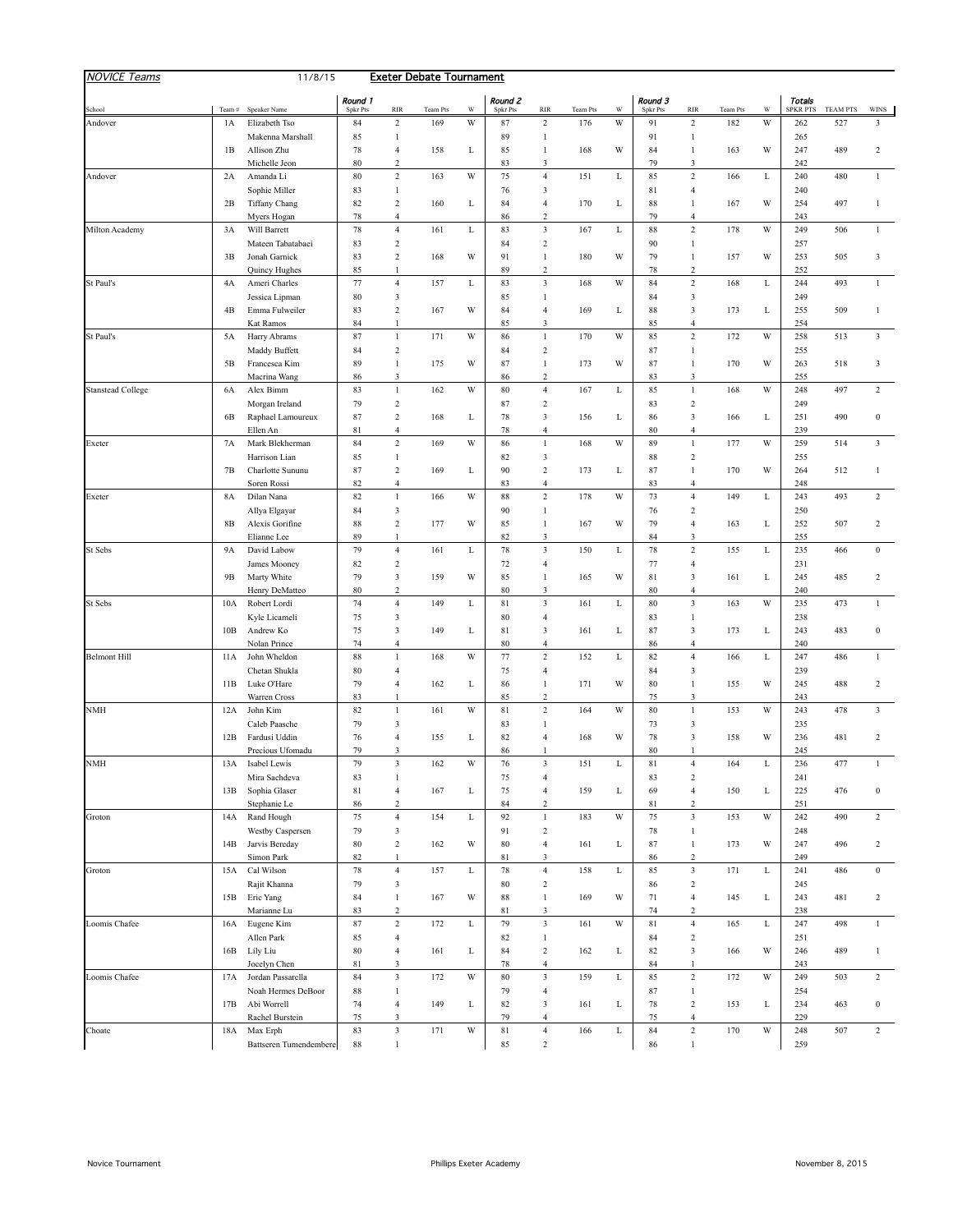**NOVICE Teams** 11/8/15 **Exeter Debate Tournament**

| School | Team # | Speaker Name | Round 1 Spkr Pts | RIR | Team Pts | W | Round 2 Spkr Pts | RIR | Team Pts | W | Round 3 Spkr Pts | RIR | Team Pts | W | Totals SPKR PTS | TEAM PTS | WINS |
|---|---|---|---|---|---|---|---|---|---|---|---|---|---|---|---|---|---|
| Andover | 1A | Elizabeth Tso | 84 | 2 | 169 | W | 87 | 2 | 176 | W | 91 | 2 | 182 | W | 262 | 527 | 3 |
| | | Makenna Marshall | 85 | 1 | | | 89 | 1 | | | 91 | 1 | | | 265 | | |
| | 1B | Allison Zhu | 78 | 4 | 158 | L | 85 | 1 | 168 | W | 84 | 1 | 163 | W | 247 | 489 | 2 |
| | | Michelle Jeon | 80 | 2 | | | 83 | 3 | | | 79 | 3 | | | 242 | | |
| Andover | 2A | Amanda Li | 80 | 2 | 163 | W | 75 | 4 | 151 | L | 85 | 2 | 166 | L | 240 | 480 | 1 |
| | | Sophie Miller | 83 | 1 | | | 76 | 3 | | | 81 | 4 | | | 240 | | |
| | 2B | Tiffany Chang | 82 | 2 | 160 | L | 84 | 4 | 170 | L | 88 | 1 | 167 | W | 254 | 497 | 1 |
| | | Myers Hogan | 78 | 4 | | | 86 | 2 | | | 79 | 4 | | | 243 | | |
| Milton Academy | 3A | Will Barrett | 78 | 4 | 161 | L | 83 | 3 | 167 | L | 88 | 2 | 178 | W | 249 | 506 | 1 |
| | | Mateen Tabatabaei | 83 | 2 | | | 84 | 2 | | | 90 | 1 | | | 257 | | |
| | 3B | Jonah Garnick | 83 | 2 | 168 | W | 91 | 1 | 180 | W | 79 | 1 | 157 | W | 253 | 505 | 3 |
| | | Quincy Hughes | 85 | 1 | | | 89 | 2 | | | 78 | 2 | | | 252 | | |
| St Paul's | 4A | Ameri Charles | 77 | 4 | 157 | L | 83 | 3 | 168 | W | 84 | 2 | 168 | L | 244 | 493 | 1 |
| | | Jessica Lipman | 80 | 3 | | | 85 | 1 | | | 84 | 3 | | | 249 | | |
| | 4B | Emma Fulweiler | 83 | 2 | 167 | W | 84 | 4 | 169 | L | 88 | 3 | 173 | L | 255 | 509 | 1 |
| | | Kat Ramos | 84 | 1 | | | 85 | 3 | | | 85 | 4 | | | 254 | | |
| St Paul's | 5A | Harry Abrams | 87 | 1 | 171 | W | 86 | 1 | 170 | W | 85 | 2 | 172 | W | 258 | 513 | 3 |
| | | Maddy Buffett | 84 | 2 | | | 84 | 2 | | | 87 | 1 | | | 255 | | |
| | 5B | Francesca Kim | 89 | 1 | 175 | W | 87 | 1 | 173 | W | 87 | 1 | 170 | W | 263 | 518 | 3 |
| | | Macrina Wang | 86 | 3 | | | 86 | 2 | | | 83 | 3 | | | 255 | | |
| Stanstead College | 6A | Alex Bimm | 83 | 1 | 162 | W | 80 | 4 | 167 | L | 85 | 1 | 168 | W | 248 | 497 | 2 |
| | | Morgan Ireland | 79 | 2 | | | 87 | 2 | | | 83 | 2 | | | 249 | | |
| | 6B | Raphael Lamoureux | 87 | 2 | 168 | L | 78 | 3 | 156 | L | 86 | 3 | 166 | L | 251 | 490 | 0 |
| | | Ellen An | 81 | 4 | | | 78 | 4 | | | 80 | 4 | | | 239 | | |
| Exeter | 7A | Mark Blekherman | 84 | 2 | 169 | W | 86 | 1 | 168 | W | 89 | 1 | 177 | W | 259 | 514 | 3 |
| | | Harrison Lian | 85 | 1 | | | 82 | 3 | | | 88 | 2 | | | 255 | | |
| | 7B | Charlotte Sununu | 87 | 2 | 169 | L | 90 | 2 | 173 | L | 87 | 1 | 170 | W | 264 | 512 | 1 |
| | | Soren Rossi | 82 | 4 | | | 83 | 4 | | | 83 | 4 | | | 248 | | |
| Exeter | 8A | Dilan Nana | 82 | 1 | 166 | W | 88 | 2 | 178 | W | 73 | 4 | 149 | L | 243 | 493 | 2 |
| | | Allya Elgayar | 84 | 3 | | | 90 | 1 | | | 76 | 2 | | | 250 | | |
| | 8B | Alexis Gorifine | 88 | 2 | 177 | W | 85 | 1 | 167 | W | 79 | 4 | 163 | L | 252 | 507 | 2 |
| | | Elianne Lee | 89 | 1 | | | 82 | 3 | | | 84 | 3 | | | 255 | | |
| St Sebs | 9A | David Labow | 79 | 4 | 161 | L | 78 | 3 | 150 | L | 78 | 2 | 155 | L | 235 | 466 | 0 |
| | | James Mooney | 82 | 2 | | | 72 | 4 | | | 77 | 4 | | | 231 | | |
| | 9B | Marty White | 79 | 3 | 159 | W | 85 | 1 | 165 | W | 81 | 3 | 161 | L | 245 | 485 | 2 |
| | | Henry DeMatteo | 80 | 2 | | | 80 | 3 | | | 80 | 4 | | | 240 | | |
| St Sebs | 10A | Robert Lordi | 74 | 4 | 149 | L | 81 | 3 | 161 | L | 80 | 3 | 163 | W | 235 | 473 | 1 |
| | | Kyle Licameli | 75 | 3 | | | 80 | 4 | | | 83 | 1 | | | 238 | | |
| | 10B | Andrew Ko | 75 | 3 | 149 | L | 81 | 3 | 161 | L | 87 | 3 | 173 | L | 243 | 483 | 0 |
| | | Nolan Prince | 74 | 4 | | | 80 | 4 | | | 86 | 4 | | | 240 | | |
| Belmont Hill | 11A | John Wheldon | 88 | 1 | 168 | W | 77 | 2 | 152 | L | 82 | 4 | 166 | L | 247 | 486 | 1 |
| | | Chetan Shukla | 80 | 4 | | | 75 | 4 | | | 84 | 3 | | | 239 | | |
| | 11B | Luke O'Hare | 79 | 4 | 162 | L | 86 | 1 | 171 | W | 80 | 1 | 155 | W | 245 | 488 | 2 |
| | | Warren Cross | 83 | 1 | | | 85 | 2 | | | 75 | 3 | | | 243 | | |
| NMH | 12A | John Kim | 82 | 1 | 161 | W | 81 | 2 | 164 | W | 80 | 1 | 153 | W | 243 | 478 | 3 |
| | | Caleb Paasche | 79 | 3 | | | 83 | 1 | | | 73 | 3 | | | 235 | | |
| | 12B | Fardusi Uddin | 76 | 4 | 155 | L | 82 | 4 | 168 | W | 78 | 3 | 158 | W | 236 | 481 | 2 |
| | | Precious Ufomadu | 79 | 3 | | | 86 | 1 | | | 80 | 1 | | | 245 | | |
| NMH | 13A | Isabel Lewis | 79 | 3 | 162 | W | 76 | 3 | 151 | L | 81 | 4 | 164 | L | 236 | 477 | 1 |
| | | Mira Sachdeva | 83 | 1 | | | 75 | 4 | | | 83 | 2 | | | 241 | | |
| | 13B | Sophia Glaser | 81 | 4 | 167 | L | 75 | 4 | 159 | L | 69 | 4 | 150 | L | 225 | 476 | 0 |
| | | Stephanie Le | 86 | 2 | | | 84 | 2 | | | 81 | 2 | | | 251 | | |
| Groton | 14A | Rand Hough | 75 | 4 | 154 | L | 92 | 1 | 183 | W | 75 | 3 | 153 | W | 242 | 490 | 2 |
| | | Westby Caspersen | 79 | 3 | | | 91 | 2 | | | 78 | 1 | | | 248 | | |
| | 14B | Jarvis Bereday | 80 | 2 | 162 | W | 80 | 4 | 161 | L | 87 | 1 | 173 | W | 247 | 496 | 2 |
| | | Simon Park | 82 | 1 | | | 81 | 3 | | | 86 | 2 | | | 249 | | |
| Groton | 15A | Cal Wilson | 78 | 4 | 157 | L | 78 | 4 | 158 | L | 85 | 3 | 171 | L | 241 | 486 | 0 |
| | | Rajit Khanna | 79 | 3 | | | 80 | 2 | | | 86 | 2 | | | 245 | | |
| | 15B | Eric Yang | 84 | 1 | 167 | W | 88 | 1 | 169 | W | 71 | 4 | 145 | L | 243 | 481 | 2 |
| | | Marianne Lu | 83 | 2 | | | 81 | 3 | | | 74 | 2 | | | 238 | | |
| Loomis Chafee | 16A | Eugene Kim | 87 | 2 | 172 | L | 79 | 3 | 161 | W | 81 | 4 | 165 | L | 247 | 498 | 1 |
| | | Allen Park | 85 | 4 | | | 82 | 1 | | | 84 | 2 | | | 251 | | |
| | 16B | Lily Liu | 80 | 4 | 161 | L | 84 | 2 | 162 | L | 82 | 3 | 166 | W | 246 | 489 | 1 |
| | | Jocelyn Chen | 81 | 3 | | | 78 | 4 | | | 84 | 1 | | | 243 | | |
| Loomis Chafee | 17A | Jordan Passarella | 84 | 3 | 172 | W | 80 | 3 | 159 | L | 85 | 2 | 172 | W | 249 | 503 | 2 |
| | | Noah Hermes DeBoor | 88 | 1 | | | 79 | 4 | | | 87 | 1 | | | 254 | | |
| | 17B | Abi Worrell | 74 | 4 | 149 | L | 82 | 3 | 161 | L | 78 | 2 | 153 | L | 234 | 463 | 0 |
| | | Rachel Burstein | 75 | 3 | | | 79 | 4 | | | 75 | 4 | | | 229 | | |
| Choate | 18A | Max Erph | 83 | 3 | 171 | W | 81 | 4 | 166 | L | 84 | 2 | 170 | W | 248 | 507 | 2 |
| | | Battseren Tumendembere | 88 | 1 | | | 85 | 2 | | | 86 | 1 | | | 259 | | |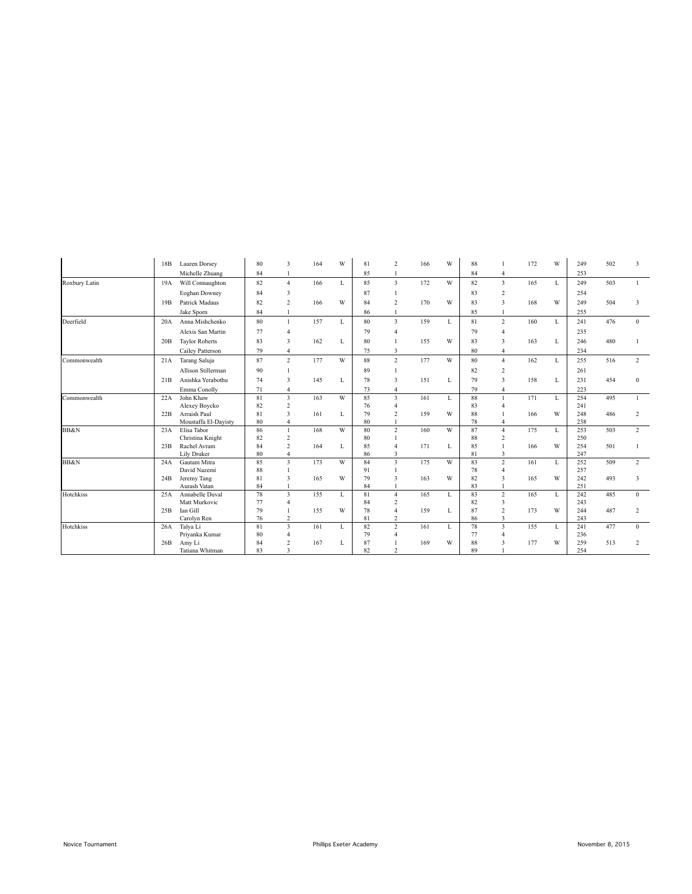| | | | | | | | | | | | | | | | | | | |
|---|---|---|---|---|---|---|---|---|---|---|---|---|---|---|---|---|---|---|
| | 18B | Lauren Dorsey | 80 | 3 | 164 | W | 81 | 2 | 166 | W | 88 | 1 | 172 | W | 249 | 502 | 3 |
| | | Michelle Zhuang | 84 | 1 | | | 85 | 1 | | | 84 | 4 | | | 253 | | |
| Roxbury Latin | 19A | Will Connaughton | 82 | 4 | 166 | L | 85 | 3 | 172 | W | 82 | 3 | 165 | L | 249 | 503 | 1 |
| | | Eoghan Downey | 84 | 3 | | | 87 | 1 | | | 83 | 2 | | | 254 | | |
| | 19B | Patrick Madaus | 82 | 2 | 166 | W | 84 | 2 | 170 | W | 83 | 3 | 168 | W | 249 | 504 | 3 |
| | | Jake Sporn | 84 | 1 | | | 86 | 1 | | | 85 | 1 | | | 255 | | |
| Deerfield | 20A | Anna Mishchenko | 80 | 1 | 157 | L | 80 | 3 | 159 | L | 81 | 2 | 160 | L | 241 | 476 | 0 |
| | | Alexis San Martin | 77 | 4 | | | 79 | 4 | | | 79 | 4 | | | 235 | | |
| | 20B | Taylor Roberts | 83 | 3 | 162 | L | 80 | 1 | 155 | W | 83 | 3 | 163 | L | 246 | 480 | 1 |
| | | Cailey Patterson | 79 | 4 | | | 75 | 3 | | | 80 | 4 | | | 234 | | |
| Commonwealth | 21A | Tarang Saluja | 87 | 2 | 177 | W | 88 | 2 | 177 | W | 80 | 4 | 162 | L | 255 | 516 | 2 |
| | | Allison Stillerman | 90 | 1 | | | 89 | 1 | | | 82 | 2 | | | 261 | | |
| | 21B | Anishka Yerabothu | 74 | 3 | 145 | L | 78 | 3 | 151 | L | 79 | 3 | 158 | L | 231 | 454 | 0 |
| | | Emma Conolly | 71 | 4 | | | 73 | 4 | | | 79 | 4 | | | 223 | | |
| Commonwealth | 22A | John Khaw | 81 | 3 | 163 | W | 85 | 3 | 161 | L | 88 | 1 | 171 | L | 254 | 495 | 1 |
| | | Alexey Boycko | 82 | 2 | | | 76 | 4 | | | 83 | 4 | | | 241 | | |
| | 22B | Arraish Paul | 81 | 3 | 161 | L | 79 | 2 | 159 | W | 88 | 1 | 166 | W | 248 | 486 | 2 |
| | | Moustaffa El-Dayisty | 80 | 4 | | | 80 | 1 | | | 78 | 4 | | | 238 | | |
| BB&N | 23A | Elisa Tabor | 86 | 1 | 168 | W | 80 | 2 | 160 | W | 87 | 4 | 175 | L | 253 | 503 | 2 |
| | | Christina Knight | 82 | 2 | | | 80 | 1 | | | 88 | 2 | | | 250 | | |
| | 23B | Rachel Avram | 84 | 2 | 164 | L | 85 | 4 | 171 | L | 85 | 1 | 166 | W | 254 | 501 | 1 |
| | | Lily Druker | 80 | 4 | | | 86 | 3 | | | 81 | 3 | | | 247 | | |
| BB&N | 24A | Gautam Mitra | 85 | 3 | 173 | W | 84 | 3 | 175 | W | 83 | 2 | 161 | L | 252 | 509 | 2 |
| | | David Nazemi | 88 | 1 | | | 91 | 1 | | | 78 | 4 | | | 257 | | |
| | 24B | Jeremy Tang | 81 | 3 | 165 | W | 79 | 3 | 163 | W | 82 | 3 | 165 | W | 242 | 493 | 3 |
| | | Aurash Vatan | 84 | 1 | | | 84 | 1 | | | 83 | 1 | | | 251 | | |
| Hotchkiss | 25A | Annabelle Duval | 78 | 3 | 155 | L | 81 | 4 | 165 | L | 83 | 2 | 165 | L | 242 | 485 | 0 |
| | | Matt Murkovic | 77 | 4 | | | 84 | 2 | | | 82 | 3 | | | 243 | | |
| | 25B | Ian Gill | 79 | 1 | 155 | W | 78 | 4 | 159 | L | 87 | 2 | 173 | W | 244 | 487 | 2 |
| | | Carolyn Ren | 76 | 2 | | | 81 | 2 | | | 86 | 3 | | | 243 | | |
| Hotchkiss | 26A | Talya Li | 81 | 3 | 161 | L | 82 | 2 | 161 | L | 78 | 3 | 155 | L | 241 | 477 | 0 |
| | | Priyanka Kumar | 80 | 4 | | | 79 | 4 | | | 77 | 4 | | | 236 | | |
| | 26B | Amy Li | 84 | 2 | 167 | L | 87 | 1 | 169 | W | 88 | 3 | 177 | W | 259 | 513 | 2 |
| | | Tatiana Whitman | 83 | 3 | | | 82 | 2 | | | 89 | 1 | | | 254 | | |